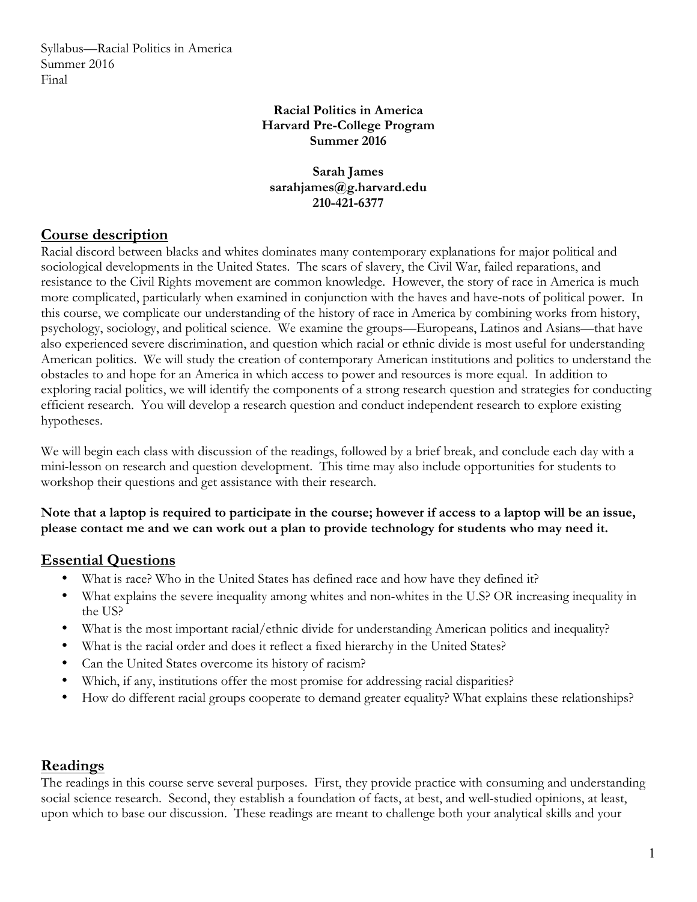Syllabus—Racial Politics in America
Summer 2016
Final

**Racial Politics in America**
**Harvard Pre-College Program**
**Summer 2016**

**Sarah James**
**sarahjames@g.harvard.edu**
**210-421-6377**

## Course description

Racial discord between blacks and whites dominates many contemporary explanations for major political and sociological developments in the United States. The scars of slavery, the Civil War, failed reparations, and resistance to the Civil Rights movement are common knowledge. However, the story of race in America is much more complicated, particularly when examined in conjunction with the haves and have-nots of political power. In this course, we complicate our understanding of the history of race in America by combining works from history, psychology, sociology, and political science. We examine the groups—Europeans, Latinos and Asians—that have also experienced severe discrimination, and question which racial or ethnic divide is most useful for understanding American politics. We will study the creation of contemporary American institutions and politics to understand the obstacles to and hope for an America in which access to power and resources is more equal. In addition to exploring racial politics, we will identify the components of a strong research question and strategies for conducting efficient research. You will develop a research question and conduct independent research to explore existing hypotheses.

We will begin each class with discussion of the readings, followed by a brief break, and conclude each day with a mini-lesson on research and question development. This time may also include opportunities for students to workshop their questions and get assistance with their research.

**Note that a laptop is required to participate in the course; however if access to a laptop will be an issue, please contact me and we can work out a plan to provide technology for students who may need it.**

## Essential Questions

- What is race? Who in the United States has defined race and how have they defined it?
- What explains the severe inequality among whites and non-whites in the U.S? OR increasing inequality in the US?
- What is the most important racial/ethnic divide for understanding American politics and inequality?
- What is the racial order and does it reflect a fixed hierarchy in the United States?
- Can the United States overcome its history of racism?
- Which, if any, institutions offer the most promise for addressing racial disparities?
- How do different racial groups cooperate to demand greater equality? What explains these relationships?

## Readings

The readings in this course serve several purposes. First, they provide practice with consuming and understanding social science research. Second, they establish a foundation of facts, at best, and well-studied opinions, at least, upon which to base our discussion. These readings are meant to challenge both your analytical skills and your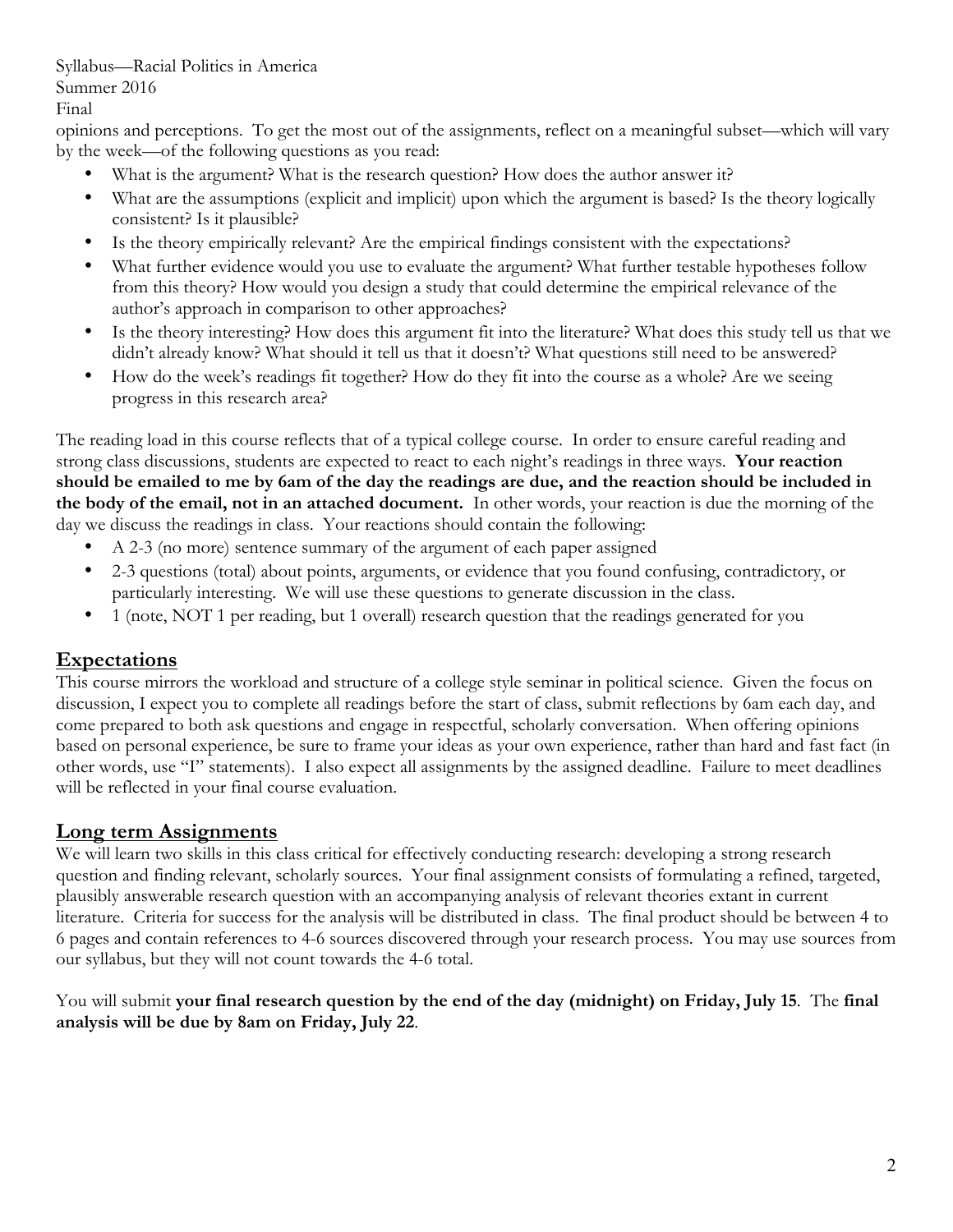opinions and perceptions. To get the most out of the assignments, reflect on a meaningful subset—which will vary by the week—of the following questions as you read:

- What is the argument? What is the research question? How does the author answer it?
- What are the assumptions (explicit and implicit) upon which the argument is based? Is the theory logically consistent? Is it plausible?
- Is the theory empirically relevant? Are the empirical findings consistent with the expectations?
- What further evidence would you use to evaluate the argument? What further testable hypotheses follow from this theory? How would you design a study that could determine the empirical relevance of the author's approach in comparison to other approaches?
- Is the theory interesting? How does this argument fit into the literature? What does this study tell us that we didn't already know? What should it tell us that it doesn't? What questions still need to be answered?
- How do the week's readings fit together? How do they fit into the course as a whole? Are we seeing progress in this research area?

The reading load in this course reflects that of a typical college course. In order to ensure careful reading and strong class discussions, students are expected to react to each night's readings in three ways. **Your reaction should be emailed to me by 6am of the day the readings are due, and the reaction should be included in the body of the email, not in an attached document.** In other words, your reaction is due the morning of the day we discuss the readings in class. Your reactions should contain the following:

- A 2-3 (no more) sentence summary of the argument of each paper assigned
- 2-3 questions (total) about points, arguments, or evidence that you found confusing, contradictory, or particularly interesting. We will use these questions to generate discussion in the class.
- 1 (note, NOT 1 per reading, but 1 overall) research question that the readings generated for you

## Expectations

This course mirrors the workload and structure of a college style seminar in political science. Given the focus on discussion, I expect you to complete all readings before the start of class, submit reflections by 6am each day, and come prepared to both ask questions and engage in respectful, scholarly conversation. When offering opinions based on personal experience, be sure to frame your ideas as your own experience, rather than hard and fast fact (in other words, use "I" statements). I also expect all assignments by the assigned deadline. Failure to meet deadlines will be reflected in your final course evaluation.

## Long term Assignments

We will learn two skills in this class critical for effectively conducting research: developing a strong research question and finding relevant, scholarly sources. Your final assignment consists of formulating a refined, targeted, plausibly answerable research question with an accompanying analysis of relevant theories extant in current literature. Criteria for success for the analysis will be distributed in class. The final product should be between 4 to 6 pages and contain references to 4-6 sources discovered through your research process. You may use sources from our syllabus, but they will not count towards the 4-6 total.

You will submit **your final research question by the end of the day (midnight) on Friday, July 15**. The **final analysis will be due by 8am on Friday, July 22**.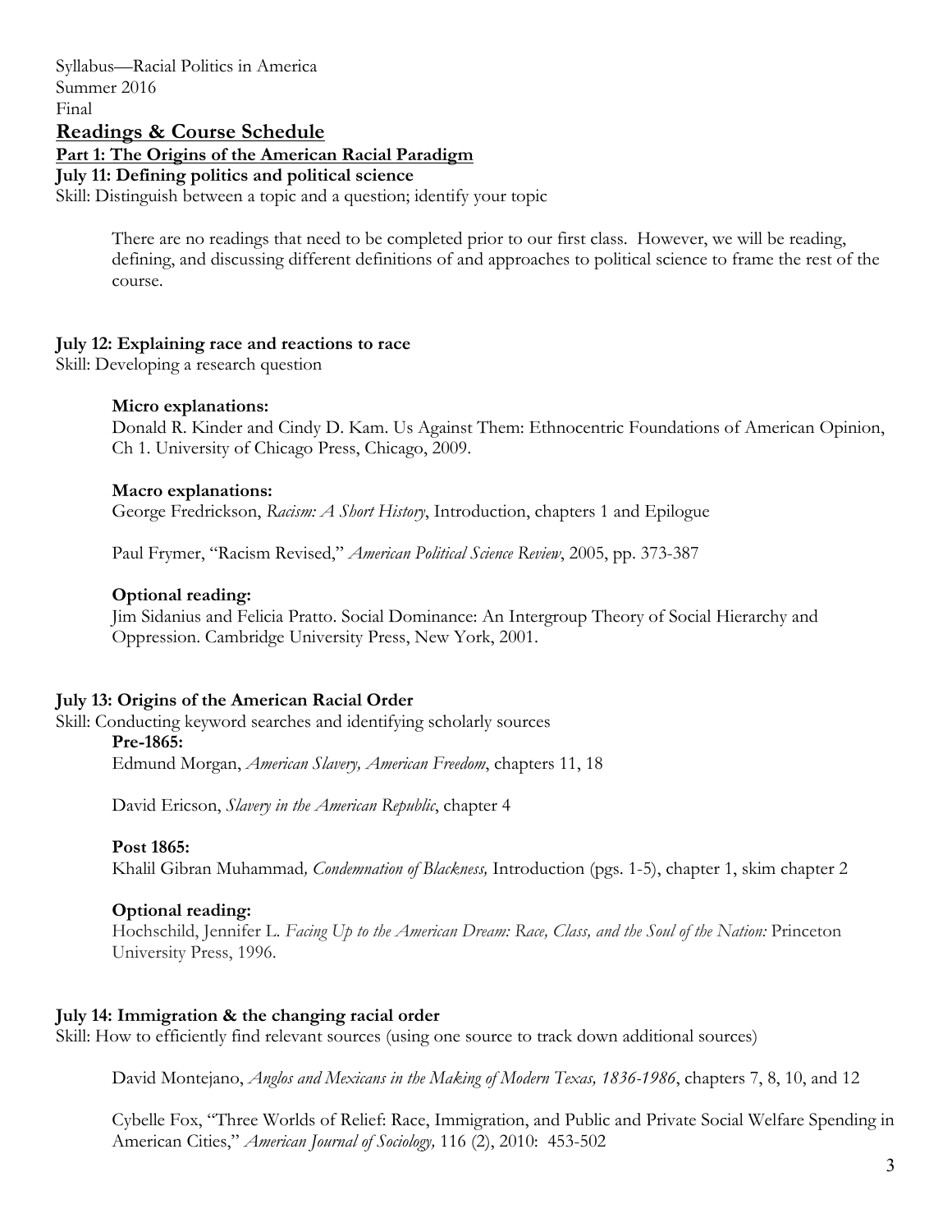Syllabus—Racial Politics in America
Summer 2016
Final

## Readings & Course Schedule

### Part 1: The Origins of the American Racial Paradigm

**July 11: Defining politics and political science**

Skill: Distinguish between a topic and a question; identify your topic

There are no readings that need to be completed prior to our first class. However, we will be reading, defining, and discussing different definitions of and approaches to political science to frame the rest of the course.

**July 12: Explaining race and reactions to race**

Skill: Developing a research question

**Micro explanations:**

Donald R. Kinder and Cindy D. Kam. Us Against Them: Ethnocentric Foundations of American Opinion, Ch 1. University of Chicago Press, Chicago, 2009.

**Macro explanations:**

George Fredrickson, *Racism: A Short History*, Introduction, chapters 1 and Epilogue

Paul Frymer, "Racism Revised," *American Political Science Review*, 2005, pp. 373-387

**Optional reading:**

Jim Sidanius and Felicia Pratto. Social Dominance: An Intergroup Theory of Social Hierarchy and Oppression. Cambridge University Press, New York, 2001.

**July 13: Origins of the American Racial Order**

Skill: Conducting keyword searches and identifying scholarly sources

**Pre-1865:**

Edmund Morgan, *American Slavery, American Freedom*, chapters 11, 18

David Ericson, *Slavery in the American Republic*, chapter 4

**Post 1865:**

Khalil Gibran Muhammad*, Condemnation of Blackness,* Introduction (pgs. 1-5), chapter 1, skim chapter 2

**Optional reading:**

Hochschild, Jennifer L. *Facing Up to the American Dream: Race, Class, and the Soul of the Nation:* Princeton University Press, 1996.

**July 14: Immigration & the changing racial order**

Skill: How to efficiently find relevant sources (using one source to track down additional sources)

David Montejano, *Anglos and Mexicans in the Making of Modern Texas, 1836-1986*, chapters 7, 8, 10, and 12

Cybelle Fox, "Three Worlds of Relief: Race, Immigration, and Public and Private Social Welfare Spending in American Cities," *American Journal of Sociology,* 116 (2), 2010: 453-502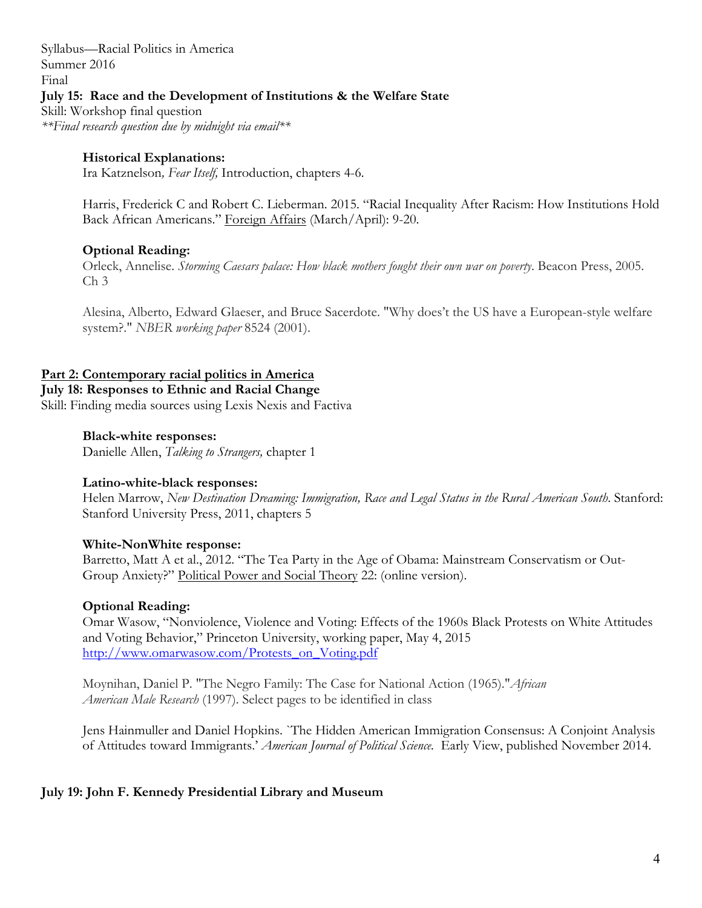Syllabus—Racial Politics in America
Summer 2016
Final

**July 15: Race and the Development of Institutions & the Welfare State**
Skill: Workshop final question
***Final research question due by midnight via email***

**Historical Explanations:**
Ira Katznelson, *Fear Itself,* Introduction, chapters 4-6.

Harris, Frederick C and Robert C. Lieberman. 2015. "Racial Inequality After Racism: How Institutions Hold Back African Americans." Foreign Affairs (March/April): 9-20.

**Optional Reading:**
Orleck, Annelise. *Storming Caesars palace: How black mothers fought their own war on poverty*. Beacon Press, 2005. Ch 3

Alesina, Alberto, Edward Glaeser, and Bruce Sacerdote. "Why does't the US have a European-style welfare system?." *NBER working paper* 8524 (2001).

## Part 2: Contemporary racial politics in America

**July 18: Responses to Ethnic and Racial Change**
Skill: Finding media sources using Lexis Nexis and Factiva

**Black-white responses:**
Danielle Allen, *Talking to Strangers,* chapter 1

**Latino-white-black responses:**
Helen Marrow, *New Destination Dreaming: Immigration, Race and Legal Status in the Rural American South*. Stanford: Stanford University Press, 2011, chapters 5

**White-NonWhite response:**
Barretto, Matt A et al., 2012. "The Tea Party in the Age of Obama: Mainstream Conservatism or Out-Group Anxiety?" Political Power and Social Theory 22: (online version).

**Optional Reading:**
Omar Wasow, "Nonviolence, Violence and Voting: Effects of the 1960s Black Protests on White Attitudes and Voting Behavior," Princeton University, working paper, May 4, 2015
http://www.omarwasow.com/Protests_on_Voting.pdf

Moynihan, Daniel P. "The Negro Family: The Case for National Action (1965)."*African American Male Research* (1997). Select pages to be identified in class

Jens Hainmuller and Daniel Hopkins. `The Hidden American Immigration Consensus: A Conjoint Analysis of Attitudes toward Immigrants.' *American Journal of Political Science.* Early View, published November 2014.

**July 19: John F. Kennedy Presidential Library and Museum**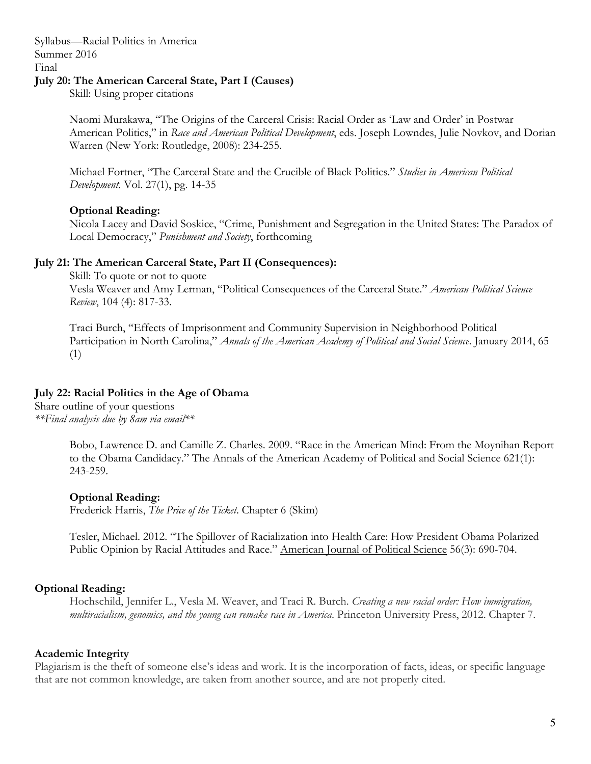Syllabus—Racial Politics in America
Summer 2016
Final

**July 20: The American Carceral State, Part I (Causes)**

Skill: Using proper citations

Naomi Murakawa, "The Origins of the Carceral Crisis: Racial Order as 'Law and Order' in Postwar American Politics," in *Race and American Political Development*, eds. Joseph Lowndes, Julie Novkov, and Dorian Warren (New York: Routledge, 2008): 234-255.

Michael Fortner, "The Carceral State and the Crucible of Black Politics." *Studies in American Political Development*. Vol. 27(1), pg. 14-35

**Optional Reading:**
Nicola Lacey and David Soskice, "Crime, Punishment and Segregation in the United States: The Paradox of Local Democracy," *Punishment and Society*, forthcoming

**July 21: The American Carceral State, Part II (Consequences):**

Skill: To quote or not to quote

Vesla Weaver and Amy Lerman, "Political Consequences of the Carceral State." *American Political Science Review*, 104 (4): 817-33.

Traci Burch, "Effects of Imprisonment and Community Supervision in Neighborhood Political Participation in North Carolina," *Annals of the American Academy of Political and Social Science*. January 2014, 65 (1)

**July 22: Racial Politics in the Age of Obama**

Share outline of your questions
*\*\*Final analysis due by 8am via email\*\**

Bobo, Lawrence D. and Camille Z. Charles. 2009. "Race in the American Mind: From the Moynihan Report to the Obama Candidacy." The Annals of the American Academy of Political and Social Science 621(1): 243-259.

**Optional Reading:**
Frederick Harris, *The Price of the Ticket*. Chapter 6 (Skim)

Tesler, Michael. 2012. "The Spillover of Racialization into Health Care: How President Obama Polarized Public Opinion by Racial Attitudes and Race." American Journal of Political Science 56(3): 690-704.

**Optional Reading:**

Hochschild, Jennifer L., Vesla M. Weaver, and Traci R. Burch. *Creating a new racial order: How immigration, multiracialism, genomics, and the young can remake race in America*. Princeton University Press, 2012. Chapter 7.

**Academic Integrity**

Plagiarism is the theft of someone else's ideas and work. It is the incorporation of facts, ideas, or specific language that are not common knowledge, are taken from another source, and are not properly cited.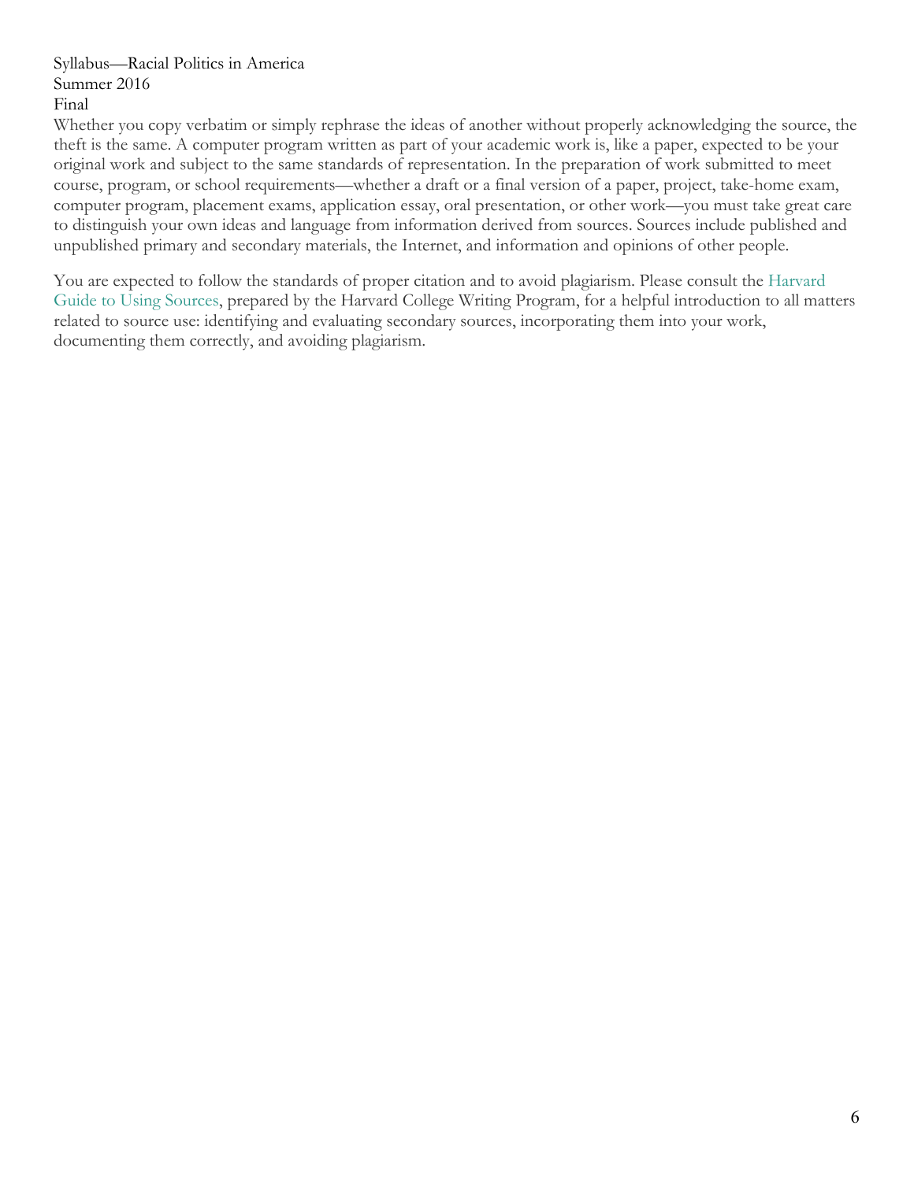Whether you copy verbatim or simply rephrase the ideas of another without properly acknowledging the source, the theft is the same. A computer program written as part of your academic work is, like a paper, expected to be your original work and subject to the same standards of representation. In the preparation of work submitted to meet course, program, or school requirements—whether a draft or a final version of a paper, project, take-home exam, computer program, placement exams, application essay, oral presentation, or other work—you must take great care to distinguish your own ideas and language from information derived from sources. Sources include published and unpublished primary and secondary materials, the Internet, and information and opinions of other people.

You are expected to follow the standards of proper citation and to avoid plagiarism. Please consult the Harvard Guide to Using Sources, prepared by the Harvard College Writing Program, for a helpful introduction to all matters related to source use: identifying and evaluating secondary sources, incorporating them into your work, documenting them correctly, and avoiding plagiarism.